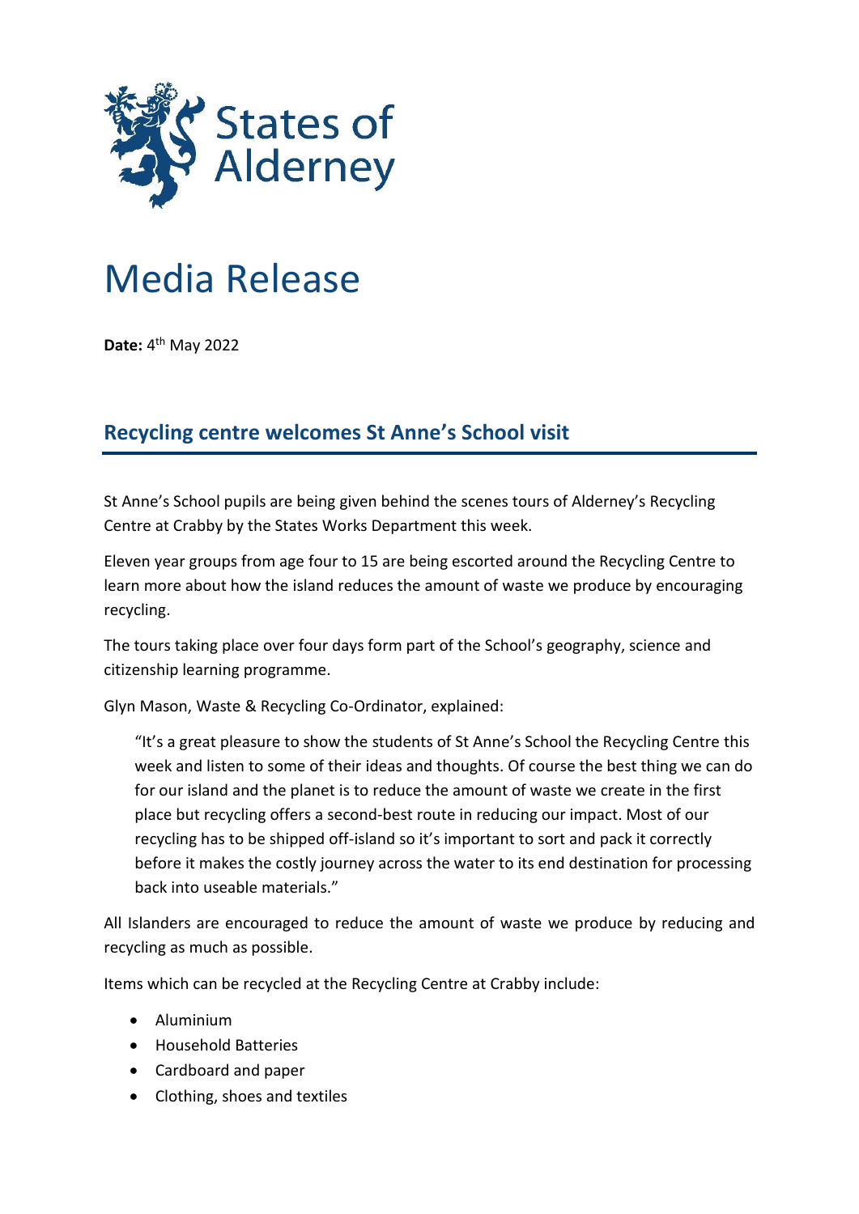States of Alderney

# Media Release

**Date:** 4th May 2022

## Recycling centre welcomes St Anne's School visit

St Anne's School pupils are being given behind the scenes tours of Alderney's Recycling Centre at Crabby by the States Works Department this week.

Eleven year groups from age four to 15 are being escorted around the Recycling Centre to learn more about how the island reduces the amount of waste we produce by encouraging recycling.

The tours taking place over four days form part of the School's geography, science and citizenship learning programme.

Glyn Mason, Waste & Recycling Co-Ordinator, explained:

> "It's a great pleasure to show the students of St Anne's School the Recycling Centre this week and listen to some of their ideas and thoughts. Of course the best thing we can do for our island and the planet is to reduce the amount of waste we create in the first place but recycling offers a second-best route in reducing our impact. Most of our recycling has to be shipped off-island so it's important to sort and pack it correctly before it makes the costly journey across the water to its end destination for processing back into useable materials."

All Islanders are encouraged to reduce the amount of waste we produce by reducing and recycling as much as possible.

Items which can be recycled at the Recycling Centre at Crabby include:

- Aluminium
- Household Batteries
- Cardboard and paper
- Clothing, shoes and textiles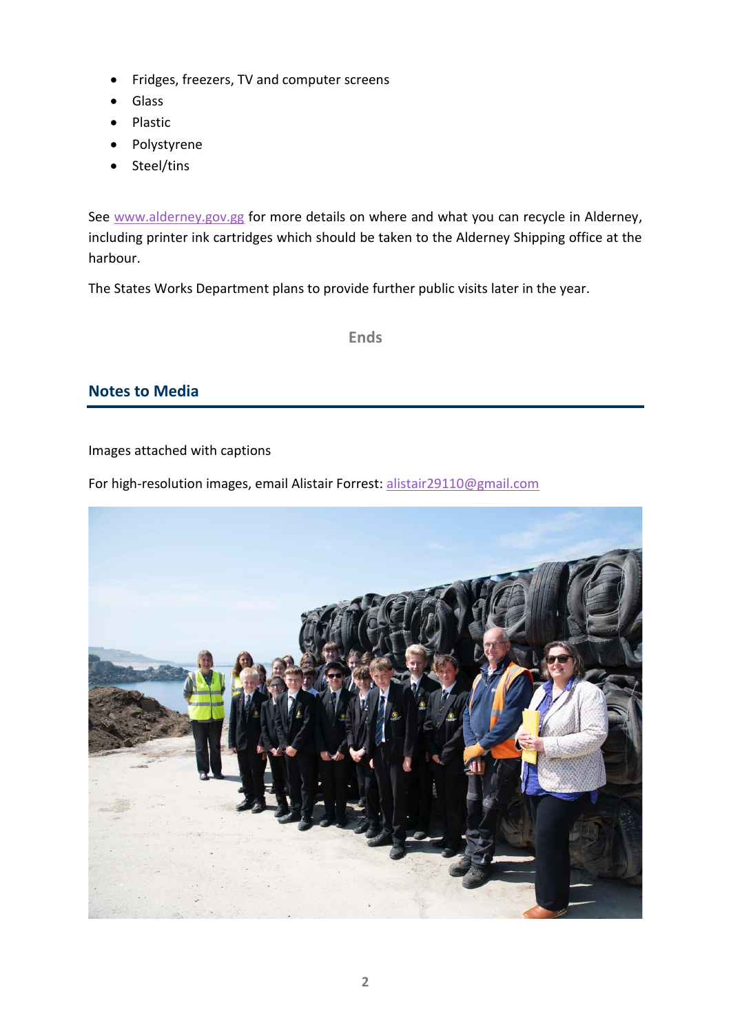- Fridges, freezers, TV and computer screens
- Glass
- Plastic
- Polystyrene
- Steel/tins

See www.alderney.gov.gg for more details on where and what you can recycle in Alderney, including printer ink cartridges which should be taken to the Alderney Shipping office at the harbour.

The States Works Department plans to provide further public visits later in the year.

**Ends**

## Notes to Media

Images attached with captions

For high-resolution images, email Alistair Forrest: alistair29110@gmail.com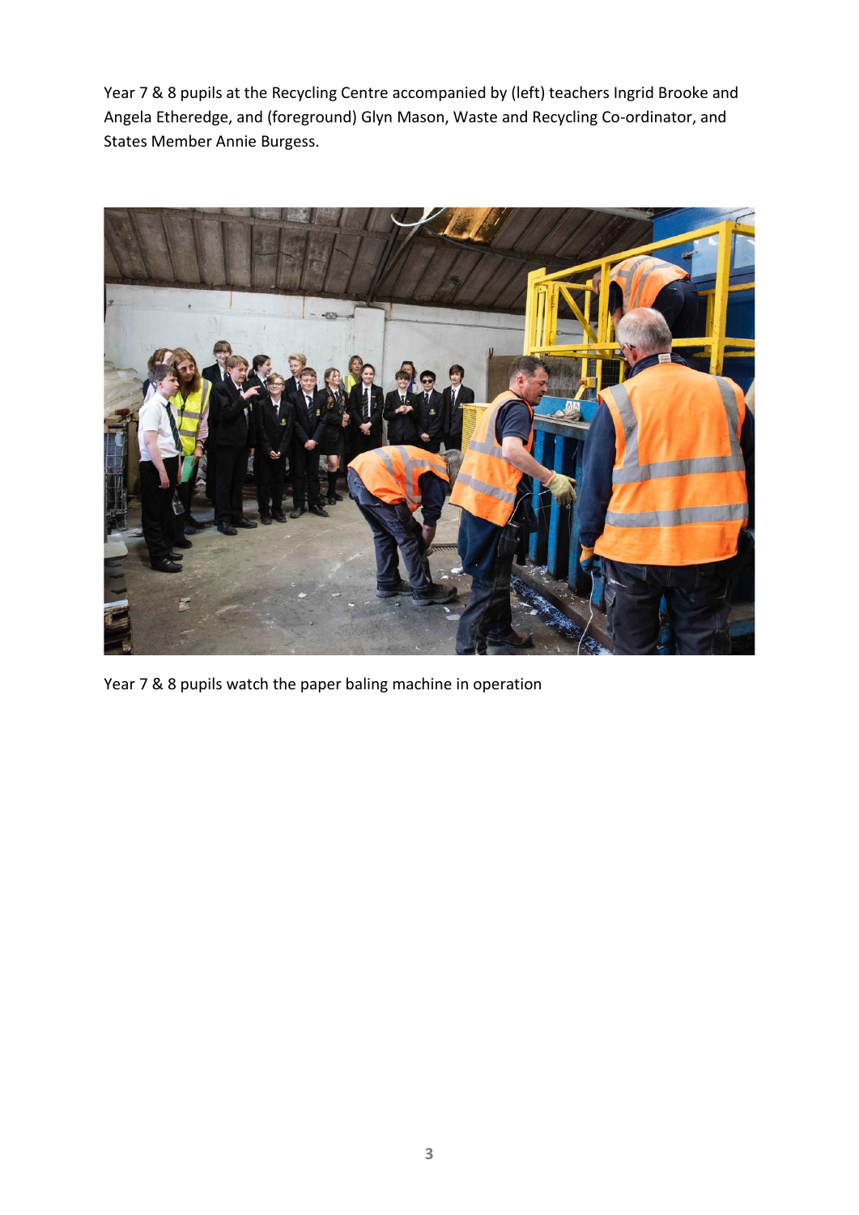Year 7 & 8 pupils at the Recycling Centre accompanied by (left) teachers Ingrid Brooke and Angela Etheredge, and (foreground) Glyn Mason, Waste and Recycling Co-ordinator, and States Member Annie Burgess.

Year 7 & 8 pupils watch the paper baling machine in operation